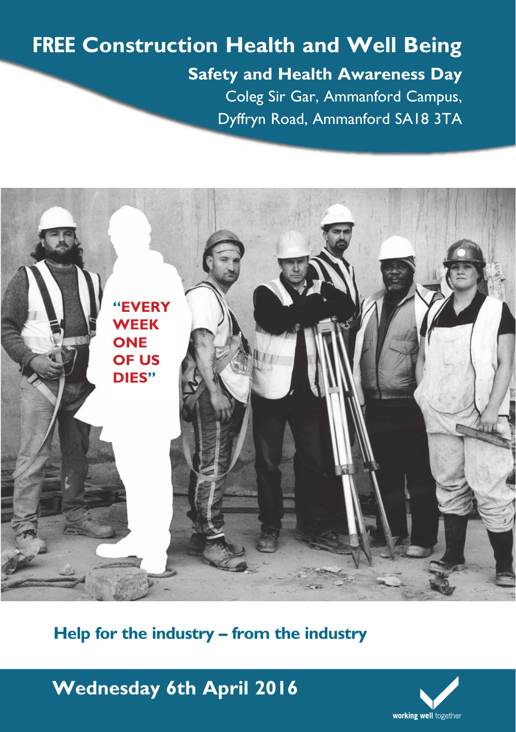# FREE Construction Health and Well Being

## Safety and Health Awareness Day

Coleg Sir Gar, Ammanford Campus,
Dyffryn Road, Ammanford SA18 3TA

**"EVERY WEEK ONE OF US DIES"**

## Help for the industry – from the industry

## Wednesday 6th April 2016

**working well** together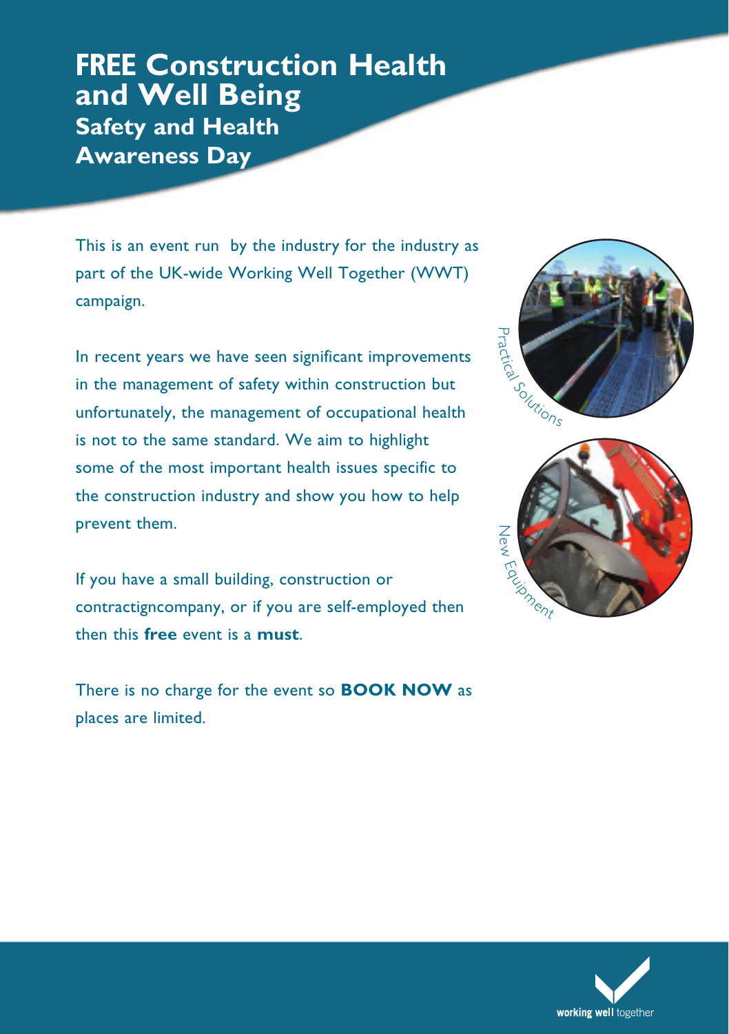# FREE Construction Health and Well Being

## Safety and Health Awareness Day

This is an event run by the industry for the industry as part of the UK-wide Working Well Together (WWT) campaign.

In recent years we have seen significant improvements in the management of safety within construction but unfortunately, the management of occupational health is not to the same standard. We aim to highlight some of the most important health issues specific to the construction industry and show you how to help prevent them.

If you have a small building, construction or contractigncompany, or if you are self-employed then then this **free** event is a **must**.

There is no charge for the event so **BOOK NOW** as places are limited.

Practical Solutions

New Equipment

working well together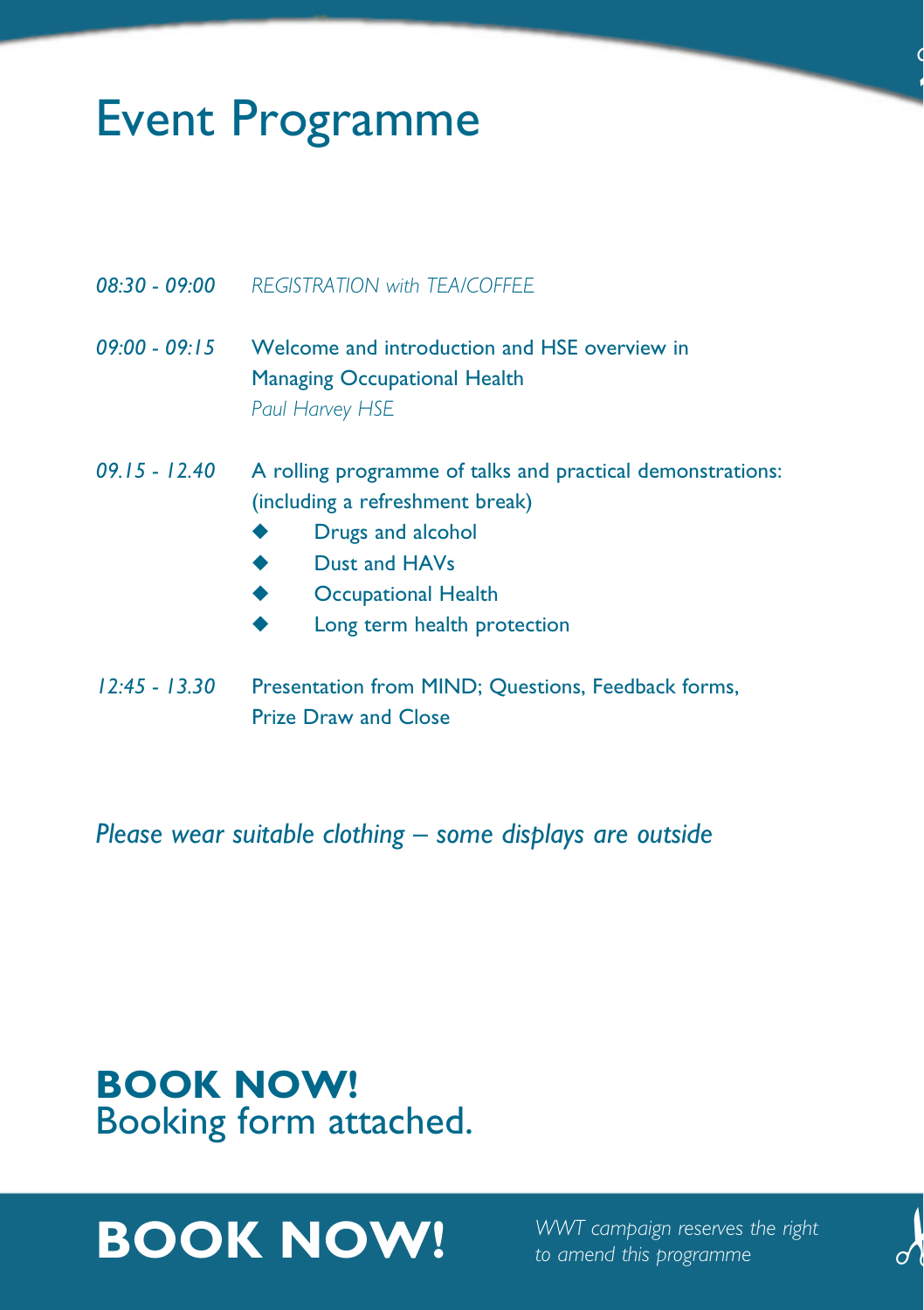# Event Programme

| | |
|---|---|
| *08:30 - 09:00* | *REGISTRATION with TEA/COFFEE* |
| *09:00 - 09:15* | Welcome and introduction and HSE overview in Managing Occupational Health<br>*Paul Harvey HSE* |
| *09.15 - 12.40* | A rolling programme of talks and practical demonstrations: (including a refreshment break)<br>◆ Drugs and alcohol<br>◆ Dust and HAVs<br>◆ Occupational Health<br>◆ Long term health protection |
| *12:45 - 13.30* | Presentation from MIND; Questions, Feedback forms, Prize Draw and Close |

*Please wear suitable clothing – some displays are outside*

**BOOK NOW!**
Booking form attached.

**BOOK NOW!**

*WWT campaign reserves the right to amend this programme*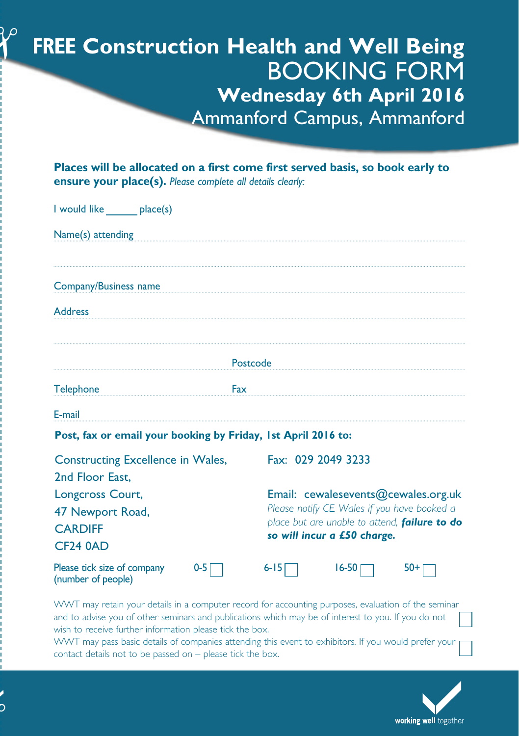# FREE Construction Health and Well Being

## BOOKING FORM

### Wednesday 6th April 2016

Ammanford Campus, Ammanford

**Places will be allocated on a first come first served basis, so book early to ensure your place(s).** *Please complete all details clearly:*

I would like ______ place(s)

Name(s) attending ..................................................................

..................................................................

Company/Business name ..................................................................

Address ..................................................................

..................................................................

.................................... Postcode ....................................

Telephone .................................... Fax ....................................

E-mail ..................................................................

**Post, fax or email your booking by Friday, 1st April 2016 to:**

Constructing Excellence in Wales,
2nd Floor East,
Longcross Court,
47 Newport Road,
CARDIFF
CF24 0AD

Fax: 029 2049 3233

Email: cewalesevents@cewales.org.uk

*Please notify CE Wales if you have booked a place but are unable to attend,* ***failure to do so will incur a £50 charge.***

Please tick size of company (number of people) 0-5 ☐ 6-15 ☐ 16-50 ☐ 50+ ☐

WWT may retain your details in a computer record for accounting purposes, evaluation of the seminar and to advise you of other seminars and publications which may be of interest to you. If you do not wish to receive further information please tick the box. ☐

WWT may pass basic details of companies attending this event to exhibitors. If you would prefer your contact details not to be passed on – please tick the box. ☐

working well together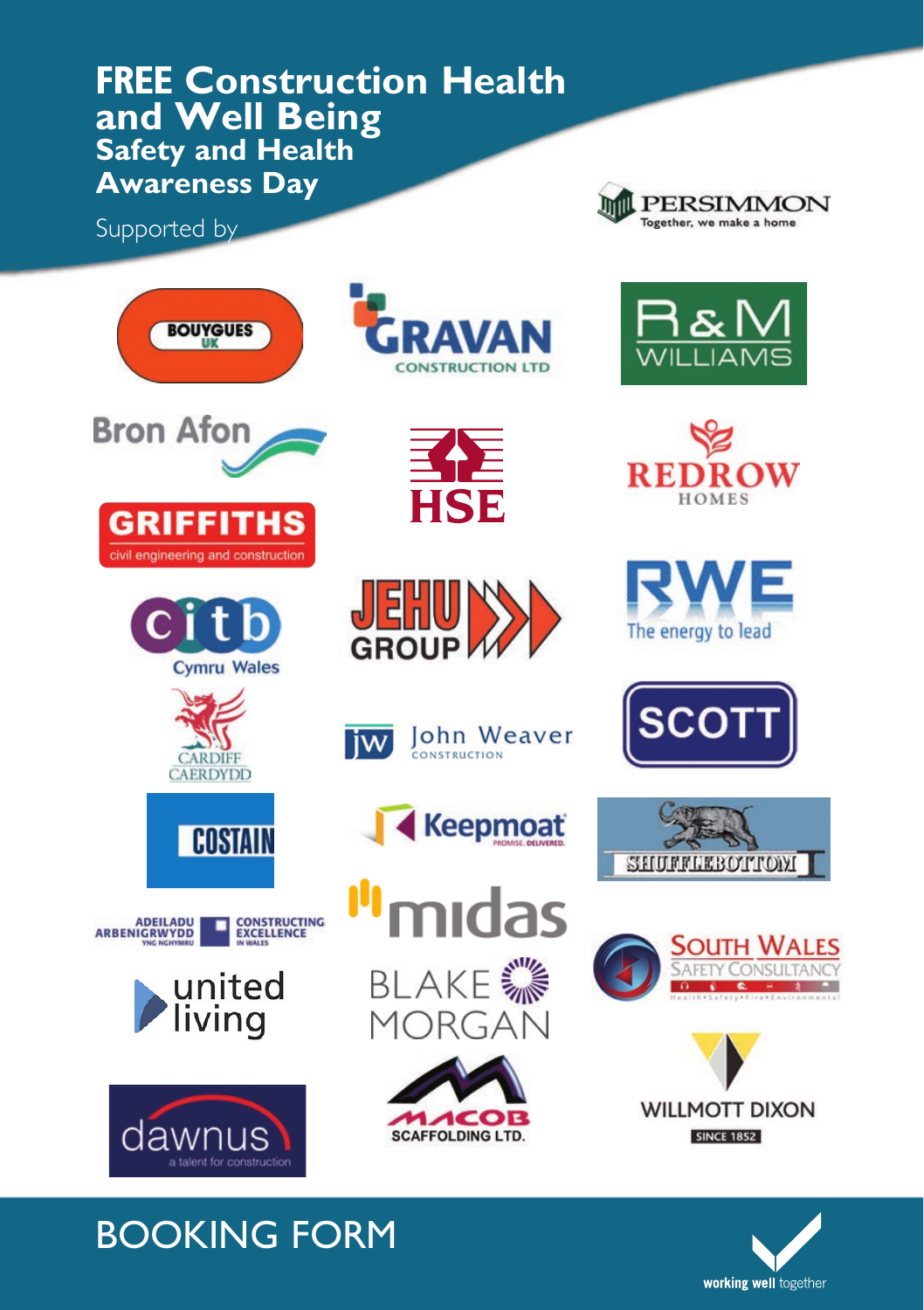# FREE Construction Health and Well Being

## Safety and Health Awareness Day

Supported by

PERSIMMON — Together, we make a home

BOUYGUES UK

GRAVAN CONSTRUCTION LTD

R&M WILLIAMS

Bron Afon

HSE

REDROW HOMES

GRIFFITHS civil engineering and construction

citb Cymru Wales

JEHU GROUP

RWE The energy to lead

CARDIFF CAERDYDD

John Weaver CONSTRUCTION

SCOTT

COSTAIN

Keepmoat PROMISE. DELIVERED.

SHUFFLEBOTTOM

ADEILADU ARBENIGRWYDD YNG NGHYMRU — CONSTRUCTING EXCELLENCE IN WALES

midas

SOUTH WALES SAFETY CONSULTANCY — Health • Safety • Fire • Environmental

united living

BLAKE MORGAN

dawnus — a talent for construction

MACOB SCAFFOLDING LTD.

WILLMOTT DIXON SINCE 1852

# BOOKING FORM

working well together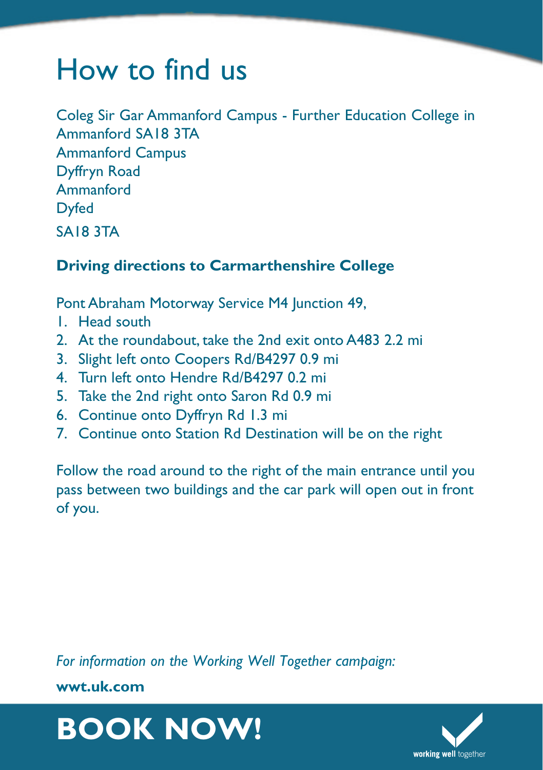# How to find us

Coleg Sir Gar Ammanford Campus - Further Education College in Ammanford SA18 3TA
Ammanford Campus
Dyffryn Road
Ammanford
Dyfed
SA18 3TA

**Driving directions to Carmarthenshire College**

Pont Abraham Motorway Service M4 Junction 49,

1. Head south
2. At the roundabout, take the 2nd exit onto A483 2.2 mi
3. Slight left onto Coopers Rd/B4297 0.9 mi
4. Turn left onto Hendre Rd/B4297 0.2 mi
5. Take the 2nd right onto Saron Rd 0.9 mi
6. Continue onto Dyffryn Rd 1.3 mi
7. Continue onto Station Rd Destination will be on the right

Follow the road around to the right of the main entrance until you pass between two buildings and the car park will open out in front of you.

*For information on the Working Well Together campaign:*

**wwt.uk.com**

# BOOK NOW!

working well together